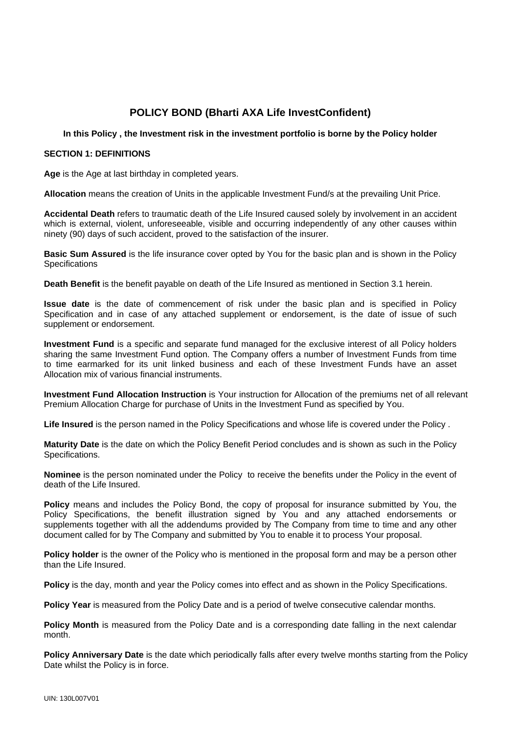# POLICY BOND (Bharti AXA Life InvestConfident)

**In this Policy , the Investment risk in the investment portfolio is borne by the Policy holder**

## SECTION 1: DEFINITIONS

**Age** is the Age at last birthday in completed years.

**Allocation** means the creation of Units in the applicable Investment Fund/s at the prevailing Unit Price.

**Accidental Death** refers to traumatic death of the Life Insured caused solely by involvement in an accident which is external, violent, unforeseeable, visible and occurring independently of any other causes within ninety (90) days of such accident, proved to the satisfaction of the insurer.

**Basic Sum Assured** is the life insurance cover opted by You for the basic plan and is shown in the Policy Specifications

**Death Benefit** is the benefit payable on death of the Life Insured as mentioned in Section 3.1 herein.

**Issue date** is the date of commencement of risk under the basic plan and is specified in Policy Specification and in case of any attached supplement or endorsement, is the date of issue of such supplement or endorsement.

**Investment Fund** is a specific and separate fund managed for the exclusive interest of all Policy holders sharing the same Investment Fund option. The Company offers a number of Investment Funds from time to time earmarked for its unit linked business and each of these Investment Funds have an asset Allocation mix of various financial instruments.

**Investment Fund Allocation Instruction** is Your instruction for Allocation of the premiums net of all relevant Premium Allocation Charge for purchase of Units in the Investment Fund as specified by You.

**Life Insured** is the person named in the Policy Specifications and whose life is covered under the Policy .

**Maturity Date** is the date on which the Policy Benefit Period concludes and is shown as such in the Policy Specifications.

**Nominee** is the person nominated under the Policy to receive the benefits under the Policy in the event of death of the Life Insured.

**Policy** means and includes the Policy Bond, the copy of proposal for insurance submitted by You, the Policy Specifications, the benefit illustration signed by You and any attached endorsements or supplements together with all the addendums provided by The Company from time to time and any other document called for by The Company and submitted by You to enable it to process Your proposal.

**Policy holder** is the owner of the Policy who is mentioned in the proposal form and may be a person other than the Life Insured.

**Policy** is the day, month and year the Policy comes into effect and as shown in the Policy Specifications.

**Policy Year** is measured from the Policy Date and is a period of twelve consecutive calendar months.

**Policy Month** is measured from the Policy Date and is a corresponding date falling in the next calendar month.

**Policy Anniversary Date** is the date which periodically falls after every twelve months starting from the Policy Date whilst the Policy is in force.

UIN: 130L007V01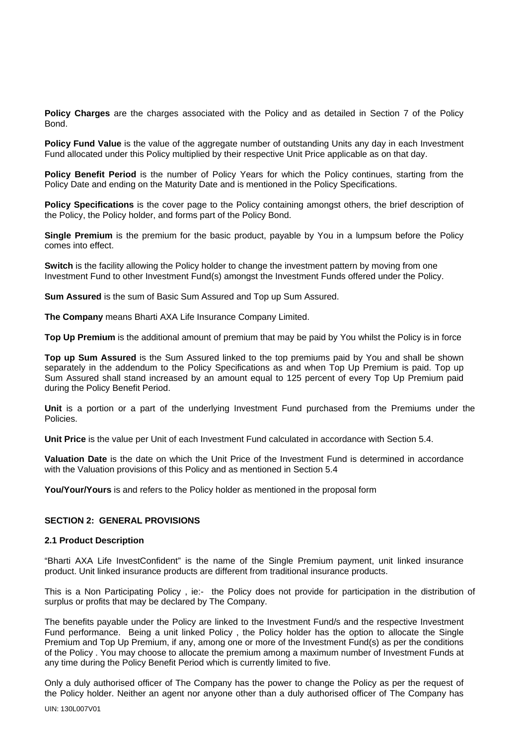**Policy Charges** are the charges associated with the Policy and as detailed in Section 7 of the Policy Bond.

**Policy Fund Value** is the value of the aggregate number of outstanding Units any day in each Investment Fund allocated under this Policy multiplied by their respective Unit Price applicable as on that day.

**Policy Benefit Period** is the number of Policy Years for which the Policy continues, starting from the Policy Date and ending on the Maturity Date and is mentioned in the Policy Specifications.

**Policy Specifications** is the cover page to the Policy containing amongst others, the brief description of the Policy, the Policy holder, and forms part of the Policy Bond.

**Single Premium** is the premium for the basic product, payable by You in a lumpsum before the Policy comes into effect.

**Switch** is the facility allowing the Policy holder to change the investment pattern by moving from one Investment Fund to other Investment Fund(s) amongst the Investment Funds offered under the Policy.

**Sum Assured** is the sum of Basic Sum Assured and Top up Sum Assured.

**The Company** means Bharti AXA Life Insurance Company Limited.

**Top Up Premium** is the additional amount of premium that may be paid by You whilst the Policy is in force

**Top up Sum Assured** is the Sum Assured linked to the top premiums paid by You and shall be shown separately in the addendum to the Policy Specifications as and when Top Up Premium is paid. Top up Sum Assured shall stand increased by an amount equal to 125 percent of every Top Up Premium paid during the Policy Benefit Period.

**Unit** is a portion or a part of the underlying Investment Fund purchased from the Premiums under the Policies.

**Unit Price** is the value per Unit of each Investment Fund calculated in accordance with Section 5.4.

**Valuation Date** is the date on which the Unit Price of the Investment Fund is determined in accordance with the Valuation provisions of this Policy and as mentioned in Section 5.4

**You/Your/Yours** is and refers to the Policy holder as mentioned in the proposal form

## SECTION 2: GENERAL PROVISIONS

### 2.1 Product Description

"Bharti AXA Life InvestConfident" is the name of the Single Premium payment, unit linked insurance product. Unit linked insurance products are different from traditional insurance products.

This is a Non Participating Policy , ie:- the Policy does not provide for participation in the distribution of surplus or profits that may be declared by The Company.

The benefits payable under the Policy are linked to the Investment Fund/s and the respective Investment Fund performance. Being a unit linked Policy , the Policy holder has the option to allocate the Single Premium and Top Up Premium, if any, among one or more of the Investment Fund(s) as per the conditions of the Policy . You may choose to allocate the premium among a maximum number of Investment Funds at any time during the Policy Benefit Period which is currently limited to five.

Only a duly authorised officer of The Company has the power to change the Policy as per the request of the Policy holder. Neither an agent nor anyone other than a duly authorised officer of The Company has

UIN: 130L007V01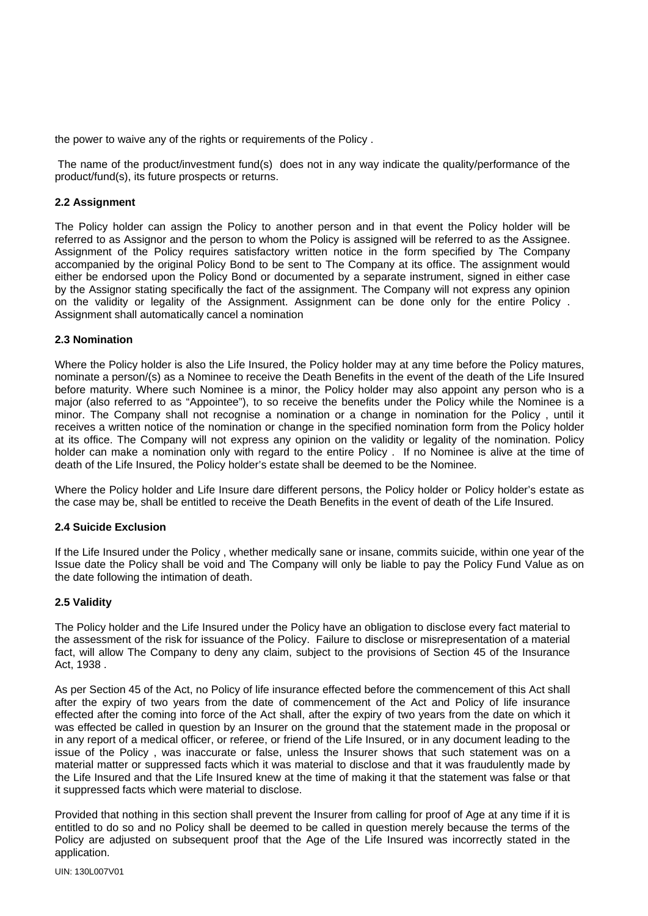the power to waive any of the rights or requirements of the Policy .

The name of the product/investment fund(s) does not in any way indicate the quality/performance of the product/fund(s), its future prospects or returns.

**2.2 Assignment**

The Policy holder can assign the Policy to another person and in that event the Policy holder will be referred to as Assignor and the person to whom the Policy is assigned will be referred to as the Assignee. Assignment of the Policy requires satisfactory written notice in the form specified by The Company accompanied by the original Policy Bond to be sent to The Company at its office. The assignment would either be endorsed upon the Policy Bond or documented by a separate instrument, signed in either case by the Assignor stating specifically the fact of the assignment. The Company will not express any opinion on the validity or legality of the Assignment. Assignment can be done only for the entire Policy . Assignment shall automatically cancel a nomination

**2.3 Nomination**

Where the Policy holder is also the Life Insured, the Policy holder may at any time before the Policy matures, nominate a person/(s) as a Nominee to receive the Death Benefits in the event of the death of the Life Insured before maturity. Where such Nominee is a minor, the Policy holder may also appoint any person who is a major (also referred to as "Appointee"), to so receive the benefits under the Policy while the Nominee is a minor. The Company shall not recognise a nomination or a change in nomination for the Policy , until it receives a written notice of the nomination or change in the specified nomination form from the Policy holder at its office. The Company will not express any opinion on the validity or legality of the nomination. Policy holder can make a nomination only with regard to the entire Policy . If no Nominee is alive at the time of death of the Life Insured, the Policy holder's estate shall be deemed to be the Nominee.

Where the Policy holder and Life Insure dare different persons, the Policy holder or Policy holder's estate as the case may be, shall be entitled to receive the Death Benefits in the event of death of the Life Insured.

**2.4 Suicide Exclusion**

If the Life Insured under the Policy , whether medically sane or insane, commits suicide, within one year of the Issue date the Policy shall be void and The Company will only be liable to pay the Policy Fund Value as on the date following the intimation of death.

**2.5 Validity**

The Policy holder and the Life Insured under the Policy have an obligation to disclose every fact material to the assessment of the risk for issuance of the Policy. Failure to disclose or misrepresentation of a material fact, will allow The Company to deny any claim, subject to the provisions of Section 45 of the Insurance Act, 1938 .

As per Section 45 of the Act, no Policy of life insurance effected before the commencement of this Act shall after the expiry of two years from the date of commencement of the Act and Policy of life insurance effected after the coming into force of the Act shall, after the expiry of two years from the date on which it was effected be called in question by an Insurer on the ground that the statement made in the proposal or in any report of a medical officer, or referee, or friend of the Life Insured, or in any document leading to the issue of the Policy , was inaccurate or false, unless the Insurer shows that such statement was on a material matter or suppressed facts which it was material to disclose and that it was fraudulently made by the Life Insured and that the Life Insured knew at the time of making it that the statement was false or that it suppressed facts which were material to disclose.

Provided that nothing in this section shall prevent the Insurer from calling for proof of Age at any time if it is entitled to do so and no Policy shall be deemed to be called in question merely because the terms of the Policy are adjusted on subsequent proof that the Age of the Life Insured was incorrectly stated in the application.

UIN: 130L007V01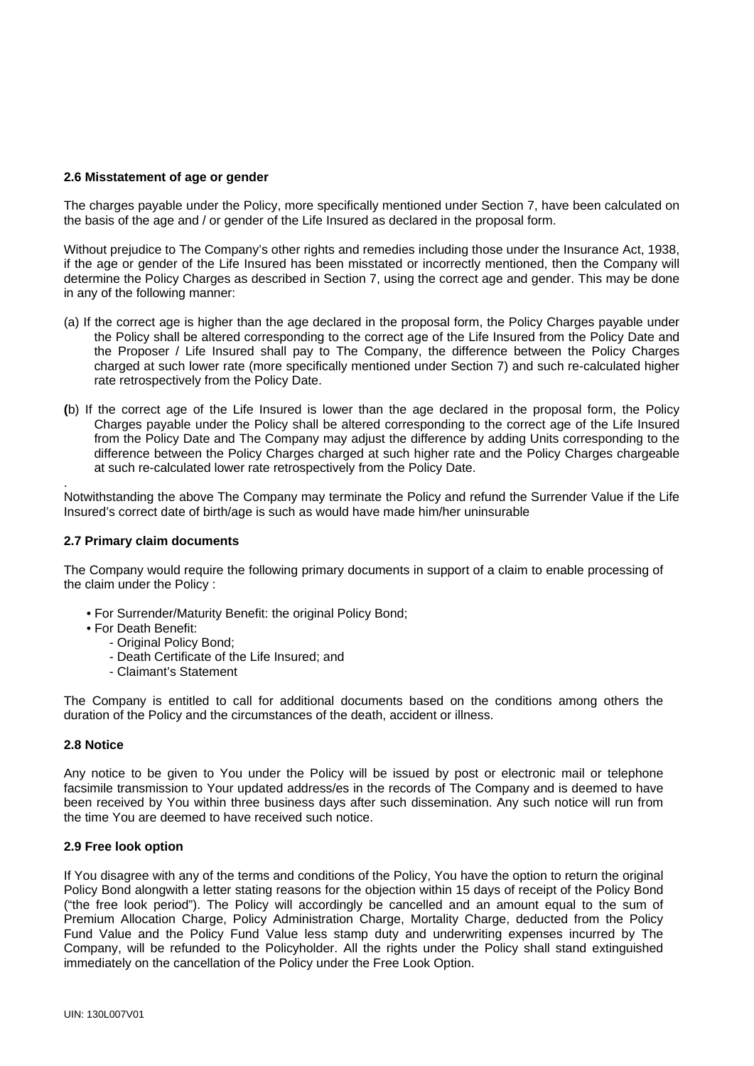#### 2.6 Misstatement of age or gender

The charges payable under the Policy, more specifically mentioned under Section 7, have been calculated on the basis of the age and / or gender of the Life Insured as declared in the proposal form.

Without prejudice to The Company's other rights and remedies including those under the Insurance Act, 1938, if the age or gender of the Life Insured has been misstated or incorrectly mentioned, then the Company will determine the Policy Charges as described in Section 7, using the correct age and gender. This may be done in any of the following manner:

(a) If the correct age is higher than the age declared in the proposal form, the Policy Charges payable under the Policy shall be altered corresponding to the correct age of the Life Insured from the Policy Date and the Proposer / Life Insured shall pay to The Company, the difference between the Policy Charges charged at such lower rate (more specifically mentioned under Section 7) and such re-calculated higher rate retrospectively from the Policy Date.

(b) If the correct age of the Life Insured is lower than the age declared in the proposal form, the Policy Charges payable under the Policy shall be altered corresponding to the correct age of the Life Insured from the Policy Date and The Company may adjust the difference by adding Units corresponding to the difference between the Policy Charges charged at such higher rate and the Policy Charges chargeable at such re-calculated lower rate retrospectively from the Policy Date.

.
Notwithstanding the above The Company may terminate the Policy and refund the Surrender Value if the Life Insured's correct date of birth/age is such as would have made him/her uninsurable

#### 2.7 Primary claim documents

The Company would require the following primary documents in support of a claim to enable processing of the claim under the Policy :

- For Surrender/Maturity Benefit: the original Policy Bond;
- For Death Benefit:
    - Original Policy Bond;
    - Death Certificate of the Life Insured; and
    - Claimant's Statement

The Company is entitled to call for additional documents based on the conditions among others the duration of the Policy and the circumstances of the death, accident or illness.

#### 2.8 Notice

Any notice to be given to You under the Policy will be issued by post or electronic mail or telephone facsimile transmission to Your updated address/es in the records of The Company and is deemed to have been received by You within three business days after such dissemination. Any such notice will run from the time You are deemed to have received such notice.

#### 2.9 Free look option

If You disagree with any of the terms and conditions of the Policy, You have the option to return the original Policy Bond alongwith a letter stating reasons for the objection within 15 days of receipt of the Policy Bond ("the free look period"). The Policy will accordingly be cancelled and an amount equal to the sum of Premium Allocation Charge, Policy Administration Charge, Mortality Charge, deducted from the Policy Fund Value and the Policy Fund Value less stamp duty and underwriting expenses incurred by The Company, will be refunded to the Policyholder. All the rights under the Policy shall stand extinguished immediately on the cancellation of the Policy under the Free Look Option.

UIN: 130L007V01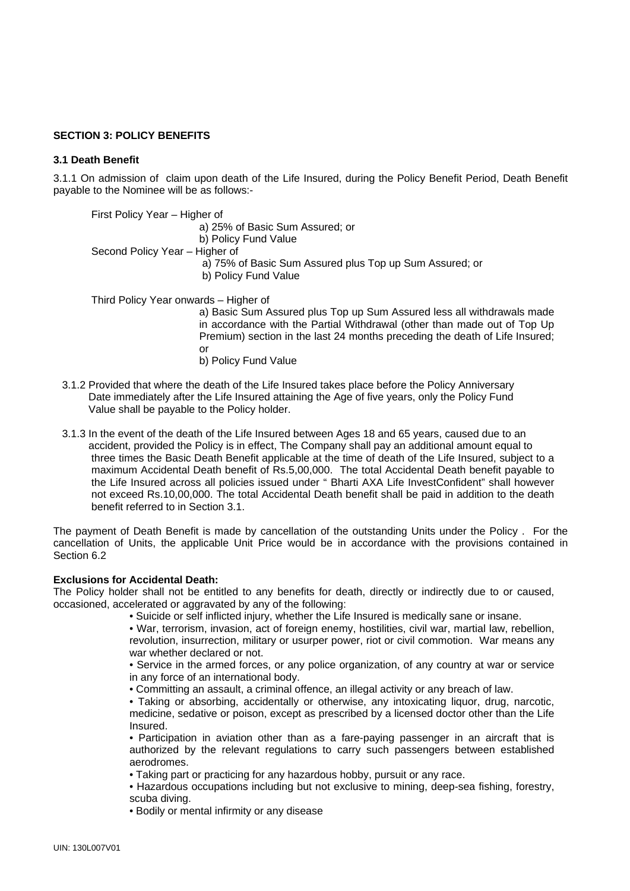## SECTION 3: POLICY BENEFITS

### 3.1 Death Benefit

3.1.1 On admission of claim upon death of the Life Insured, during the Policy Benefit Period, Death Benefit payable to the Nominee will be as follows:-

First Policy Year – Higher of
- a) 25% of Basic Sum Assured; or
- b) Policy Fund Value

Second Policy Year – Higher of
- a) 75% of Basic Sum Assured plus Top up Sum Assured; or
- b) Policy Fund Value

Third Policy Year onwards – Higher of
- a) Basic Sum Assured plus Top up Sum Assured less all withdrawals made in accordance with the Partial Withdrawal (other than made out of Top Up Premium) section in the last 24 months preceding the death of Life Insured; or
- b) Policy Fund Value

3.1.2 Provided that where the death of the Life Insured takes place before the Policy Anniversary Date immediately after the Life Insured attaining the Age of five years, only the Policy Fund Value shall be payable to the Policy holder.

3.1.3 In the event of the death of the Life Insured between Ages 18 and 65 years, caused due to an accident, provided the Policy is in effect, The Company shall pay an additional amount equal to three times the Basic Death Benefit applicable at the time of death of the Life Insured, subject to a maximum Accidental Death benefit of Rs.5,00,000. The total Accidental Death benefit payable to the Life Insured across all policies issued under " Bharti AXA Life InvestConfident" shall however not exceed Rs.10,00,000. The total Accidental Death benefit shall be paid in addition to the death benefit referred to in Section 3.1.

The payment of Death Benefit is made by cancellation of the outstanding Units under the Policy . For the cancellation of Units, the applicable Unit Price would be in accordance with the provisions contained in Section 6.2

**Exclusions for Accidental Death:**
The Policy holder shall not be entitled to any benefits for death, directly or indirectly due to or caused, occasioned, accelerated or aggravated by any of the following:

- Suicide or self inflicted injury, whether the Life Insured is medically sane or insane.
- War, terrorism, invasion, act of foreign enemy, hostilities, civil war, martial law, rebellion, revolution, insurrection, military or usurper power, riot or civil commotion. War means any war whether declared or not.
- Service in the armed forces, or any police organization, of any country at war or service in any force of an international body.
- Committing an assault, a criminal offence, an illegal activity or any breach of law.
- Taking or absorbing, accidentally or otherwise, any intoxicating liquor, drug, narcotic, medicine, sedative or poison, except as prescribed by a licensed doctor other than the Life Insured.
- Participation in aviation other than as a fare-paying passenger in an aircraft that is authorized by the relevant regulations to carry such passengers between established aerodromes.
- Taking part or practicing for any hazardous hobby, pursuit or any race.
- Hazardous occupations including but not exclusive to mining, deep-sea fishing, forestry, scuba diving.
- Bodily or mental infirmity or any disease

UIN: 130L007V01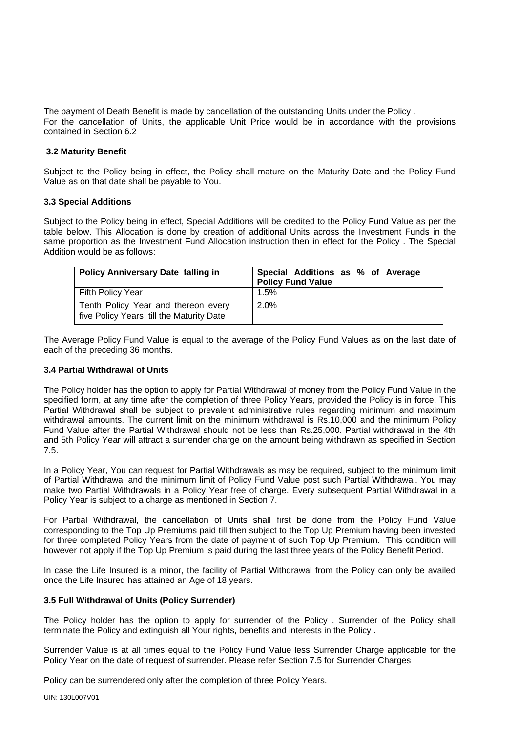The payment of Death Benefit is made by cancellation of the outstanding Units under the Policy .
For the cancellation of Units, the applicable Unit Price would be in accordance with the provisions contained in Section 6.2

### 3.2 Maturity Benefit

Subject to the Policy being in effect, the Policy shall mature on the Maturity Date and the Policy Fund Value as on that date shall be payable to You.

### 3.3 Special Additions

Subject to the Policy being in effect, Special Additions will be credited to the Policy Fund Value as per the table below. This Allocation is done by creation of additional Units across the Investment Funds in the same proportion as the Investment Fund Allocation instruction then in effect for the Policy . The Special Addition would be as follows:

| Policy Anniversary Date falling in | Special Additions as % of Average Policy Fund Value |
|---|---|
| Fifth Policy Year | 1.5% |
| Tenth Policy Year and thereon every five Policy Years till the Maturity Date | 2.0% |

The Average Policy Fund Value is equal to the average of the Policy Fund Values as on the last date of each of the preceding 36 months.

### 3.4 Partial Withdrawal of Units

The Policy holder has the option to apply for Partial Withdrawal of money from the Policy Fund Value in the specified form, at any time after the completion of three Policy Years, provided the Policy is in force. This Partial Withdrawal shall be subject to prevalent administrative rules regarding minimum and maximum withdrawal amounts. The current limit on the minimum withdrawal is Rs.10,000 and the minimum Policy Fund Value after the Partial Withdrawal should not be less than Rs.25,000. Partial withdrawal in the 4th and 5th Policy Year will attract a surrender charge on the amount being withdrawn as specified in Section 7.5.

In a Policy Year, You can request for Partial Withdrawals as may be required, subject to the minimum limit of Partial Withdrawal and the minimum limit of Policy Fund Value post such Partial Withdrawal. You may make two Partial Withdrawals in a Policy Year free of charge. Every subsequent Partial Withdrawal in a Policy Year is subject to a charge as mentioned in Section 7.

For Partial Withdrawal, the cancellation of Units shall first be done from the Policy Fund Value corresponding to the Top Up Premiums paid till then subject to the Top Up Premium having been invested for three completed Policy Years from the date of payment of such Top Up Premium. This condition will however not apply if the Top Up Premium is paid during the last three years of the Policy Benefit Period.

In case the Life Insured is a minor, the facility of Partial Withdrawal from the Policy can only be availed once the Life Insured has attained an Age of 18 years.

### 3.5 Full Withdrawal of Units (Policy Surrender)

The Policy holder has the option to apply for surrender of the Policy . Surrender of the Policy shall terminate the Policy and extinguish all Your rights, benefits and interests in the Policy .

Surrender Value is at all times equal to the Policy Fund Value less Surrender Charge applicable for the Policy Year on the date of request of surrender. Please refer Section 7.5 for Surrender Charges

Policy can be surrendered only after the completion of three Policy Years.

UIN: 130L007V01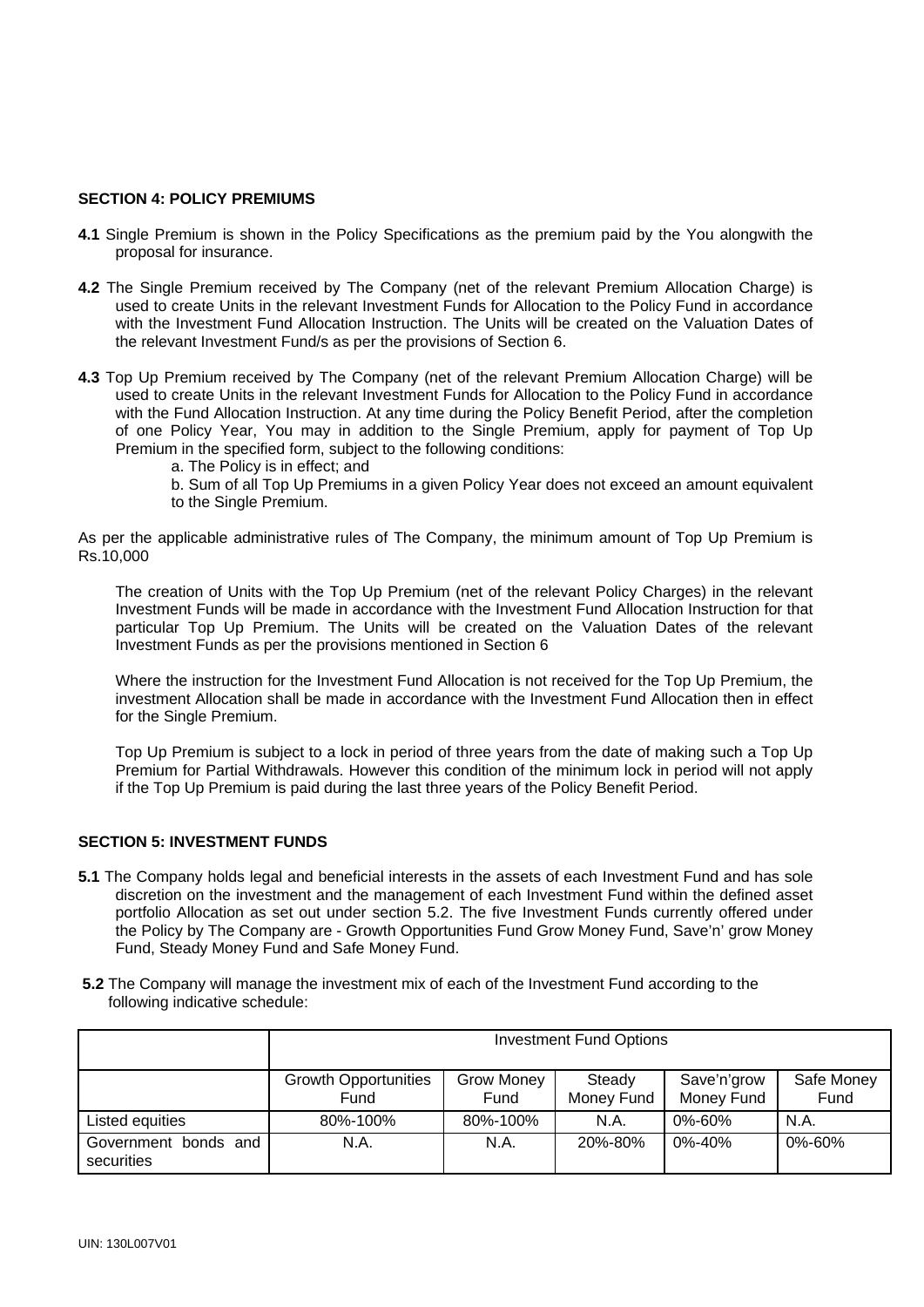**SECTION 4: POLICY PREMIUMS**

**4.1** Single Premium is shown in the Policy Specifications as the premium paid by the You alongwith the proposal for insurance.

**4.2** The Single Premium received by The Company (net of the relevant Premium Allocation Charge) is used to create Units in the relevant Investment Funds for Allocation to the Policy Fund in accordance with the Investment Fund Allocation Instruction. The Units will be created on the Valuation Dates of the relevant Investment Fund/s as per the provisions of Section 6.

**4.3** Top Up Premium received by The Company (net of the relevant Premium Allocation Charge) will be used to create Units in the relevant Investment Funds for Allocation to the Policy Fund in accordance with the Fund Allocation Instruction. At any time during the Policy Benefit Period, after the completion of one Policy Year, You may in addition to the Single Premium, apply for payment of Top Up Premium in the specified form, subject to the following conditions:

a. The Policy is in effect; and

b. Sum of all Top Up Premiums in a given Policy Year does not exceed an amount equivalent to the Single Premium.

As per the applicable administrative rules of The Company, the minimum amount of Top Up Premium is Rs.10,000

The creation of Units with the Top Up Premium (net of the relevant Policy Charges) in the relevant Investment Funds will be made in accordance with the Investment Fund Allocation Instruction for that particular Top Up Premium. The Units will be created on the Valuation Dates of the relevant Investment Funds as per the provisions mentioned in Section 6

Where the instruction for the Investment Fund Allocation is not received for the Top Up Premium, the investment Allocation shall be made in accordance with the Investment Fund Allocation then in effect for the Single Premium.

Top Up Premium is subject to a lock in period of three years from the date of making such a Top Up Premium for Partial Withdrawals. However this condition of the minimum lock in period will not apply if the Top Up Premium is paid during the last three years of the Policy Benefit Period.

**SECTION 5: INVESTMENT FUNDS**

**5.1** The Company holds legal and beneficial interests in the assets of each Investment Fund and has sole discretion on the investment and the management of each Investment Fund within the defined asset portfolio Allocation as set out under section 5.2. The five Investment Funds currently offered under the Policy by The Company are - Growth Opportunities Fund Grow Money Fund, Save'n' grow Money Fund, Steady Money Fund and Safe Money Fund.

**5.2** The Company will manage the investment mix of each of the Investment Fund according to the following indicative schedule:

| | Investment Fund Options | | | | |
|---|---|---|---|---|---|
| | Growth Opportunities Fund | Grow Money Fund | Steady Money Fund | Save'n'grow Money Fund | Safe Money Fund |
| Listed equities | 80%-100% | 80%-100% | N.A. | 0%-60% | N.A. |
| Government bonds and securities | N.A. | N.A. | 20%-80% | 0%-40% | 0%-60% |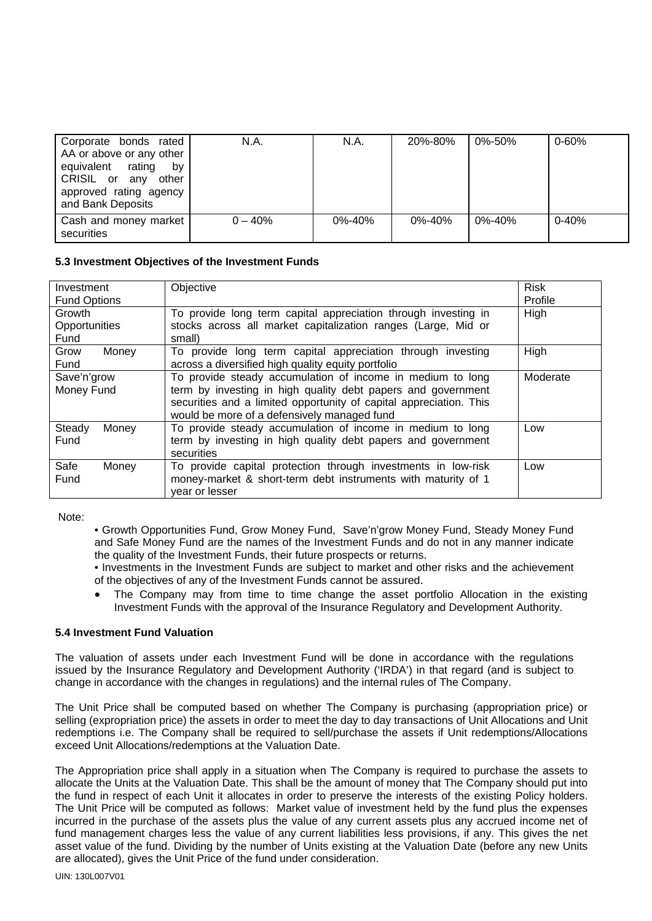| Corporate bonds rated AA or above or any other equivalent rating by CRISIL or any other approved rating agency and Bank Deposits | N.A. | N.A. | 20%-80% | 0%-50% | 0-60% |
|---|---|---|---|---|---|
| Cash and money market securities | 0 – 40% | 0%-40% | 0%-40% | 0%-40% | 0-40% |

**5.3 Investment Objectives of the Investment Funds**

| Investment Fund Options | Objective | Risk Profile |
|---|---|---|
| Growth Opportunities Fund | To provide long term capital appreciation through investing in stocks across all market capitalization ranges (Large, Mid or small) | High |
| Grow Money Fund | To provide long term capital appreciation through investing across a diversified high quality equity portfolio | High |
| Save'n'grow Money Fund | To provide steady accumulation of income in medium to long term by investing in high quality debt papers and government securities and a limited opportunity of capital appreciation. This would be more of a defensively managed fund | Moderate |
| Steady Money Fund | To provide steady accumulation of income in medium to long term by investing in high quality debt papers and government securities | Low |
| Safe Money Fund | To provide capital protection through investments in low-risk money-market & short-term debt instruments with maturity of 1 year or lesser | Low |

Note:

- Growth Opportunities Fund, Grow Money Fund, Save'n'grow Money Fund, Steady Money Fund and Safe Money Fund are the names of the Investment Funds and do not in any manner indicate the quality of the Investment Funds, their future prospects or returns.
- Investments in the Investment Funds are subject to market and other risks and the achievement of the objectives of any of the Investment Funds cannot be assured.
- The Company may from time to time change the asset portfolio Allocation in the existing Investment Funds with the approval of the Insurance Regulatory and Development Authority.

**5.4 Investment Fund Valuation**

The valuation of assets under each Investment Fund will be done in accordance with the regulations issued by the Insurance Regulatory and Development Authority ('IRDA') in that regard (and is subject to change in accordance with the changes in regulations) and the internal rules of The Company.

The Unit Price shall be computed based on whether The Company is purchasing (appropriation price) or selling (expropriation price) the assets in order to meet the day to day transactions of Unit Allocations and Unit redemptions i.e. The Company shall be required to sell/purchase the assets if Unit redemptions/Allocations exceed Unit Allocations/redemptions at the Valuation Date.

The Appropriation price shall apply in a situation when The Company is required to purchase the assets to allocate the Units at the Valuation Date. This shall be the amount of money that The Company should put into the fund in respect of each Unit it allocates in order to preserve the interests of the existing Policy holders. The Unit Price will be computed as follows: Market value of investment held by the fund plus the expenses incurred in the purchase of the assets plus the value of any current assets plus any accrued income net of fund management charges less the value of any current liabilities less provisions, if any. This gives the net asset value of the fund. Dividing by the number of Units existing at the Valuation Date (before any new Units are allocated), gives the Unit Price of the fund under consideration.

UIN: 130L007V01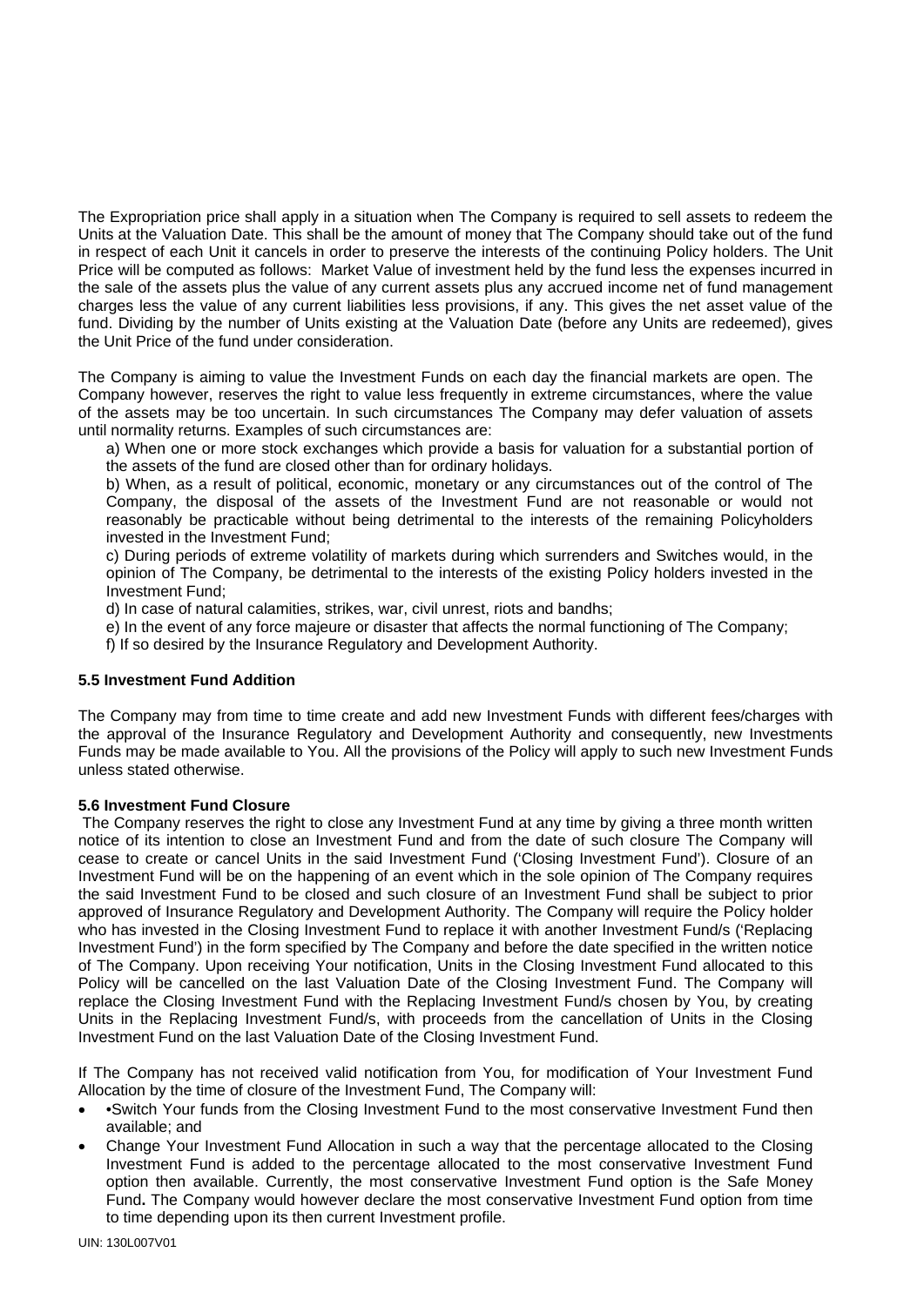The Expropriation price shall apply in a situation when The Company is required to sell assets to redeem the Units at the Valuation Date. This shall be the amount of money that The Company should take out of the fund in respect of each Unit it cancels in order to preserve the interests of the continuing Policy holders. The Unit Price will be computed as follows: Market Value of investment held by the fund less the expenses incurred in the sale of the assets plus the value of any current assets plus any accrued income net of fund management charges less the value of any current liabilities less provisions, if any. This gives the net asset value of the fund. Dividing by the number of Units existing at the Valuation Date (before any Units are redeemed), gives the Unit Price of the fund under consideration.

The Company is aiming to value the Investment Funds on each day the financial markets are open. The Company however, reserves the right to value less frequently in extreme circumstances, where the value of the assets may be too uncertain. In such circumstances The Company may defer valuation of assets until normality returns. Examples of such circumstances are:

a) When one or more stock exchanges which provide a basis for valuation for a substantial portion of the assets of the fund are closed other than for ordinary holidays.

b) When, as a result of political, economic, monetary or any circumstances out of the control of The Company, the disposal of the assets of the Investment Fund are not reasonable or would not reasonably be practicable without being detrimental to the interests of the remaining Policyholders invested in the Investment Fund;

c) During periods of extreme volatility of markets during which surrenders and Switches would, in the opinion of The Company, be detrimental to the interests of the existing Policy holders invested in the Investment Fund;

d) In case of natural calamities, strikes, war, civil unrest, riots and bandhs;

e) In the event of any force majeure or disaster that affects the normal functioning of The Company;

f) If so desired by the Insurance Regulatory and Development Authority.

**5.5 Investment Fund Addition**

The Company may from time to time create and add new Investment Funds with different fees/charges with the approval of the Insurance Regulatory and Development Authority and consequently, new Investments Funds may be made available to You. All the provisions of the Policy will apply to such new Investment Funds unless stated otherwise.

**5.6 Investment Fund Closure**

The Company reserves the right to close any Investment Fund at any time by giving a three month written notice of its intention to close an Investment Fund and from the date of such closure The Company will cease to create or cancel Units in the said Investment Fund ('Closing Investment Fund'). Closure of an Investment Fund will be on the happening of an event which in the sole opinion of The Company requires the said Investment Fund to be closed and such closure of an Investment Fund shall be subject to prior approved of Insurance Regulatory and Development Authority. The Company will require the Policy holder who has invested in the Closing Investment Fund to replace it with another Investment Fund/s ('Replacing Investment Fund') in the form specified by The Company and before the date specified in the written notice of The Company. Upon receiving Your notification, Units in the Closing Investment Fund allocated to this Policy will be cancelled on the last Valuation Date of the Closing Investment Fund. The Company will replace the Closing Investment Fund with the Replacing Investment Fund/s chosen by You, by creating Units in the Replacing Investment Fund/s, with proceeds from the cancellation of Units in the Closing Investment Fund on the last Valuation Date of the Closing Investment Fund.

If The Company has not received valid notification from You, for modification of Your Investment Fund Allocation by the time of closure of the Investment Fund, The Company will:

- •Switch Your funds from the Closing Investment Fund to the most conservative Investment Fund then available; and
- Change Your Investment Fund Allocation in such a way that the percentage allocated to the Closing Investment Fund is added to the percentage allocated to the most conservative Investment Fund option then available. Currently, the most conservative Investment Fund option is the Safe Money Fund**.** The Company would however declare the most conservative Investment Fund option from time to time depending upon its then current Investment profile.

UIN: 130L007V01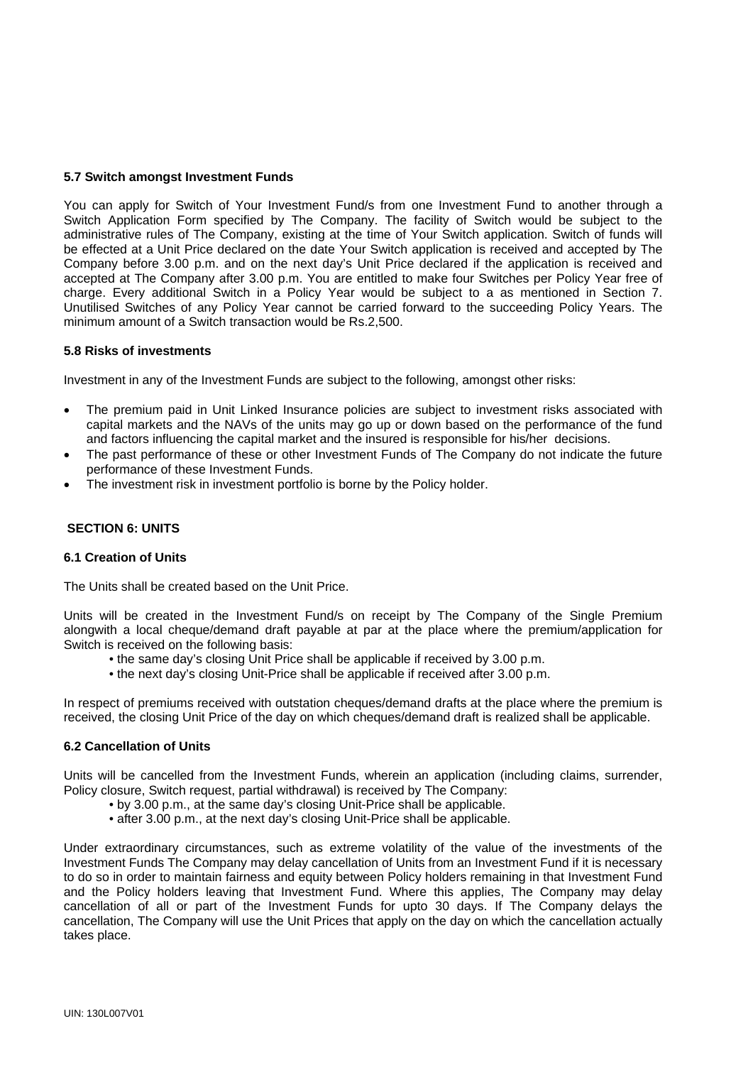### 5.7 Switch amongst Investment Funds

You can apply for Switch of Your Investment Fund/s from one Investment Fund to another through a Switch Application Form specified by The Company. The facility of Switch would be subject to the administrative rules of The Company, existing at the time of Your Switch application. Switch of funds will be effected at a Unit Price declared on the date Your Switch application is received and accepted by The Company before 3.00 p.m. and on the next day's Unit Price declared if the application is received and accepted at The Company after 3.00 p.m. You are entitled to make four Switches per Policy Year free of charge. Every additional Switch in a Policy Year would be subject to a as mentioned in Section 7. Unutilised Switches of any Policy Year cannot be carried forward to the succeeding Policy Years. The minimum amount of a Switch transaction would be Rs.2,500.

### 5.8 Risks of investments

Investment in any of the Investment Funds are subject to the following, amongst other risks:

- The premium paid in Unit Linked Insurance policies are subject to investment risks associated with capital markets and the NAVs of the units may go up or down based on the performance of the fund and factors influencing the capital market and the insured is responsible for his/her decisions.
- The past performance of these or other Investment Funds of The Company do not indicate the future performance of these Investment Funds.
- The investment risk in investment portfolio is borne by the Policy holder.

## SECTION 6: UNITS

### 6.1 Creation of Units

The Units shall be created based on the Unit Price.

Units will be created in the Investment Fund/s on receipt by The Company of the Single Premium alongwith a local cheque/demand draft payable at par at the place where the premium/application for Switch is received on the following basis:

- the same day's closing Unit Price shall be applicable if received by 3.00 p.m.
- the next day's closing Unit-Price shall be applicable if received after 3.00 p.m.

In respect of premiums received with outstation cheques/demand drafts at the place where the premium is received, the closing Unit Price of the day on which cheques/demand draft is realized shall be applicable.

### 6.2 Cancellation of Units

Units will be cancelled from the Investment Funds, wherein an application (including claims, surrender, Policy closure, Switch request, partial withdrawal) is received by The Company:

- by 3.00 p.m., at the same day's closing Unit-Price shall be applicable.
- after 3.00 p.m., at the next day's closing Unit-Price shall be applicable.

Under extraordinary circumstances, such as extreme volatility of the value of the investments of the Investment Funds The Company may delay cancellation of Units from an Investment Fund if it is necessary to do so in order to maintain fairness and equity between Policy holders remaining in that Investment Fund and the Policy holders leaving that Investment Fund. Where this applies, The Company may delay cancellation of all or part of the Investment Funds for upto 30 days. If The Company delays the cancellation, The Company will use the Unit Prices that apply on the day on which the cancellation actually takes place.

UIN: 130L007V01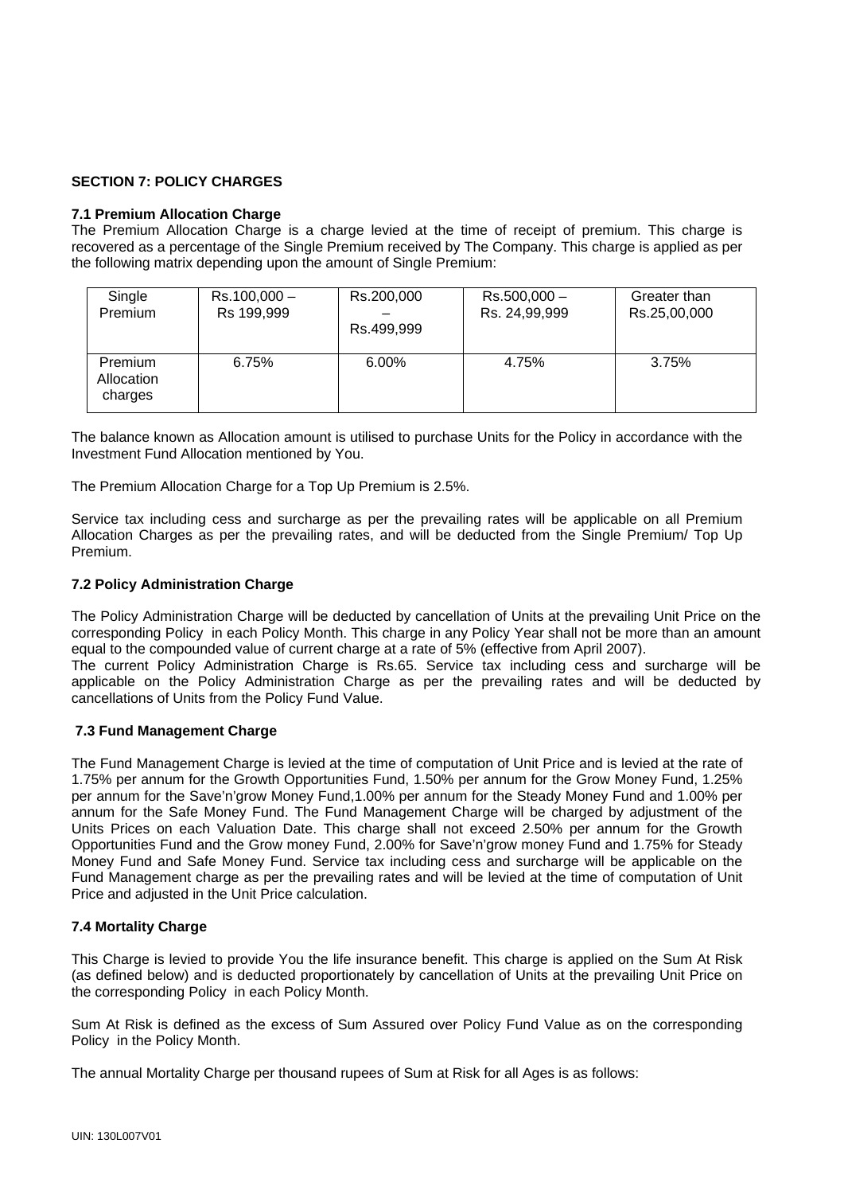**SECTION 7: POLICY CHARGES**

**7.1 Premium Allocation Charge**

The Premium Allocation Charge is a charge levied at the time of receipt of premium. This charge is recovered as a percentage of the Single Premium received by The Company. This charge is applied as per the following matrix depending upon the amount of Single Premium:

| Single Premium | Rs.100,000 – Rs 199,999 | Rs.200,000 – Rs.499,999 | Rs.500,000 – Rs. 24,99,999 | Greater than Rs.25,00,000 |
|---|---|---|---|---|
| Premium Allocation charges | 6.75% | 6.00% | 4.75% | 3.75% |

The balance known as Allocation amount is utilised to purchase Units for the Policy in accordance with the Investment Fund Allocation mentioned by You.

The Premium Allocation Charge for a Top Up Premium is 2.5%.

Service tax including cess and surcharge as per the prevailing rates will be applicable on all Premium Allocation Charges as per the prevailing rates, and will be deducted from the Single Premium/ Top Up Premium.

**7.2 Policy Administration Charge**

The Policy Administration Charge will be deducted by cancellation of Units at the prevailing Unit Price on the corresponding Policy in each Policy Month. This charge in any Policy Year shall not be more than an amount equal to the compounded value of current charge at a rate of 5% (effective from April 2007).

The current Policy Administration Charge is Rs.65. Service tax including cess and surcharge will be applicable on the Policy Administration Charge as per the prevailing rates and will be deducted by cancellations of Units from the Policy Fund Value.

**7.3 Fund Management Charge**

The Fund Management Charge is levied at the time of computation of Unit Price and is levied at the rate of 1.75% per annum for the Growth Opportunities Fund, 1.50% per annum for the Grow Money Fund, 1.25% per annum for the Save'n'grow Money Fund,1.00% per annum for the Steady Money Fund and 1.00% per annum for the Safe Money Fund. The Fund Management Charge will be charged by adjustment of the Units Prices on each Valuation Date. This charge shall not exceed 2.50% per annum for the Growth Opportunities Fund and the Grow money Fund, 2.00% for Save'n'grow money Fund and 1.75% for Steady Money Fund and Safe Money Fund. Service tax including cess and surcharge will be applicable on the Fund Management charge as per the prevailing rates and will be levied at the time of computation of Unit Price and adjusted in the Unit Price calculation.

**7.4 Mortality Charge**

This Charge is levied to provide You the life insurance benefit. This charge is applied on the Sum At Risk (as defined below) and is deducted proportionately by cancellation of Units at the prevailing Unit Price on the corresponding Policy in each Policy Month.

Sum At Risk is defined as the excess of Sum Assured over Policy Fund Value as on the corresponding Policy in the Policy Month.

The annual Mortality Charge per thousand rupees of Sum at Risk for all Ages is as follows: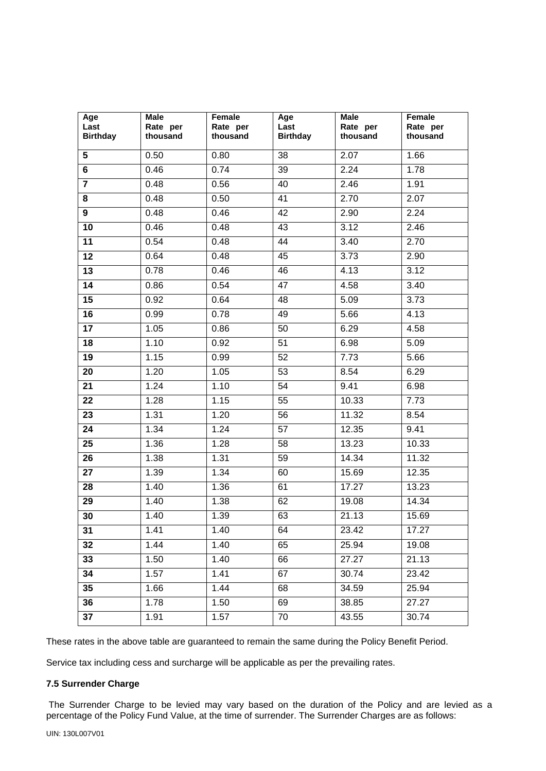| Age Last Birthday | Male Rate per thousand | Female Rate per thousand | Age Last Birthday | Male Rate per thousand | Female Rate per thousand |
|---|---|---|---|---|---|
| **5** | 0.50 | 0.80 | 38 | 2.07 | 1.66 |
| **6** | 0.46 | 0.74 | 39 | 2.24 | 1.78 |
| **7** | 0.48 | 0.56 | 40 | 2.46 | 1.91 |
| **8** | 0.48 | 0.50 | 41 | 2.70 | 2.07 |
| **9** | 0.48 | 0.46 | 42 | 2.90 | 2.24 |
| **10** | 0.46 | 0.48 | 43 | 3.12 | 2.46 |
| **11** | 0.54 | 0.48 | 44 | 3.40 | 2.70 |
| **12** | 0.64 | 0.48 | 45 | 3.73 | 2.90 |
| **13** | 0.78 | 0.46 | 46 | 4.13 | 3.12 |
| **14** | 0.86 | 0.54 | 47 | 4.58 | 3.40 |
| **15** | 0.92 | 0.64 | 48 | 5.09 | 3.73 |
| **16** | 0.99 | 0.78 | 49 | 5.66 | 4.13 |
| **17** | 1.05 | 0.86 | 50 | 6.29 | 4.58 |
| **18** | 1.10 | 0.92 | 51 | 6.98 | 5.09 |
| **19** | 1.15 | 0.99 | 52 | 7.73 | 5.66 |
| **20** | 1.20 | 1.05 | 53 | 8.54 | 6.29 |
| **21** | 1.24 | 1.10 | 54 | 9.41 | 6.98 |
| **22** | 1.28 | 1.15 | 55 | 10.33 | 7.73 |
| **23** | 1.31 | 1.20 | 56 | 11.32 | 8.54 |
| **24** | 1.34 | 1.24 | 57 | 12.35 | 9.41 |
| **25** | 1.36 | 1.28 | 58 | 13.23 | 10.33 |
| **26** | 1.38 | 1.31 | 59 | 14.34 | 11.32 |
| **27** | 1.39 | 1.34 | 60 | 15.69 | 12.35 |
| **28** | 1.40 | 1.36 | 61 | 17.27 | 13.23 |
| **29** | 1.40 | 1.38 | 62 | 19.08 | 14.34 |
| **30** | 1.40 | 1.39 | 63 | 21.13 | 15.69 |
| **31** | 1.41 | 1.40 | 64 | 23.42 | 17.27 |
| **32** | 1.44 | 1.40 | 65 | 25.94 | 19.08 |
| **33** | 1.50 | 1.40 | 66 | 27.27 | 21.13 |
| **34** | 1.57 | 1.41 | 67 | 30.74 | 23.42 |
| **35** | 1.66 | 1.44 | 68 | 34.59 | 25.94 |
| **36** | 1.78 | 1.50 | 69 | 38.85 | 27.27 |
| **37** | 1.91 | 1.57 | 70 | 43.55 | 30.74 |

These rates in the above table are guaranteed to remain the same during the Policy Benefit Period.

Service tax including cess and surcharge will be applicable as per the prevailing rates.

**7.5 Surrender Charge**

The Surrender Charge to be levied may vary based on the duration of the Policy and are levied as a percentage of the Policy Fund Value, at the time of surrender. The Surrender Charges are as follows:

UIN: 130L007V01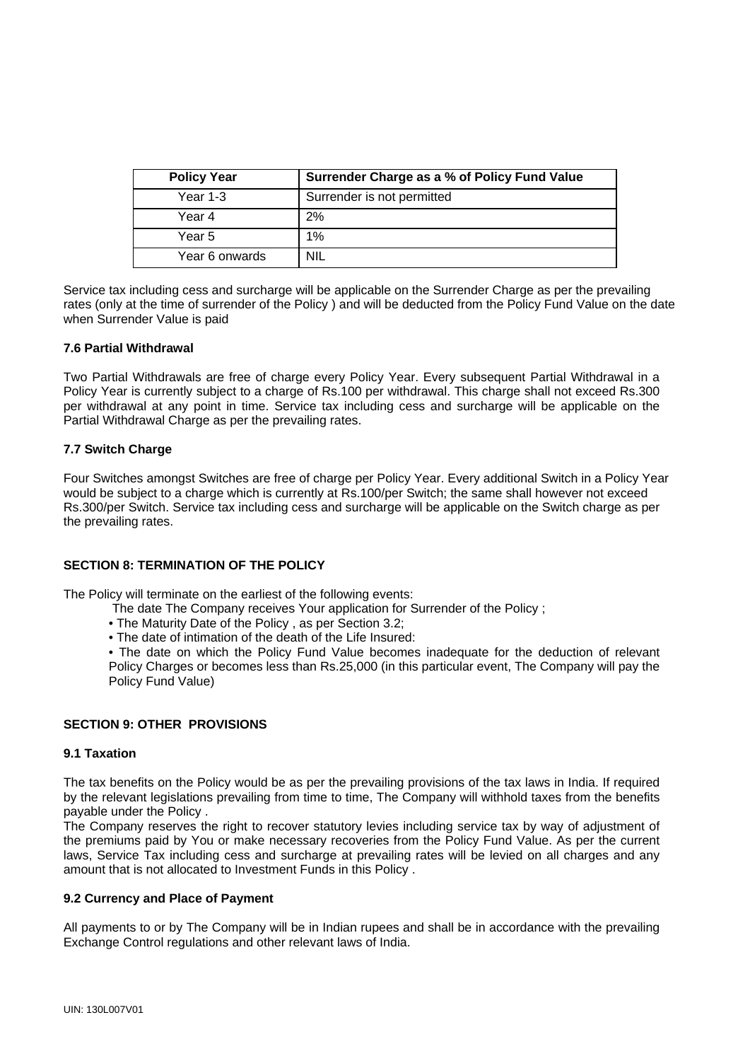| Policy Year | Surrender Charge as a % of Policy Fund Value |
|---|---|
| Year 1-3 | Surrender is not permitted |
| Year 4 | 2% |
| Year 5 | 1% |
| Year 6 onwards | NIL |

Service tax including cess and surcharge will be applicable on the Surrender Charge as per the prevailing rates (only at the time of surrender of the Policy ) and will be deducted from the Policy Fund Value on the date when Surrender Value is paid

### 7.6 Partial Withdrawal

Two Partial Withdrawals are free of charge every Policy Year. Every subsequent Partial Withdrawal in a Policy Year is currently subject to a charge of Rs.100 per withdrawal. This charge shall not exceed Rs.300 per withdrawal at any point in time. Service tax including cess and surcharge will be applicable on the Partial Withdrawal Charge as per the prevailing rates.

### 7.7 Switch Charge

Four Switches amongst Switches are free of charge per Policy Year. Every additional Switch in a Policy Year would be subject to a charge which is currently at Rs.100/per Switch; the same shall however not exceed Rs.300/per Switch. Service tax including cess and surcharge will be applicable on the Switch charge as per the prevailing rates.

## SECTION 8: TERMINATION OF THE POLICY

The Policy will terminate on the earliest of the following events:

- The date The Company receives Your application for Surrender of the Policy ;
- The Maturity Date of the Policy , as per Section 3.2;
- The date of intimation of the death of the Life Insured:
- The date on which the Policy Fund Value becomes inadequate for the deduction of relevant Policy Charges or becomes less than Rs.25,000 (in this particular event, The Company will pay the Policy Fund Value)

## SECTION 9: OTHER PROVISIONS

### 9.1 Taxation

The tax benefits on the Policy would be as per the prevailing provisions of the tax laws in India. If required by the relevant legislations prevailing from time to time, The Company will withhold taxes from the benefits payable under the Policy .

The Company reserves the right to recover statutory levies including service tax by way of adjustment of the premiums paid by You or make necessary recoveries from the Policy Fund Value. As per the current laws, Service Tax including cess and surcharge at prevailing rates will be levied on all charges and any amount that is not allocated to Investment Funds in this Policy .

### 9.2 Currency and Place of Payment

All payments to or by The Company will be in Indian rupees and shall be in accordance with the prevailing Exchange Control regulations and other relevant laws of India.

UIN: 130L007V01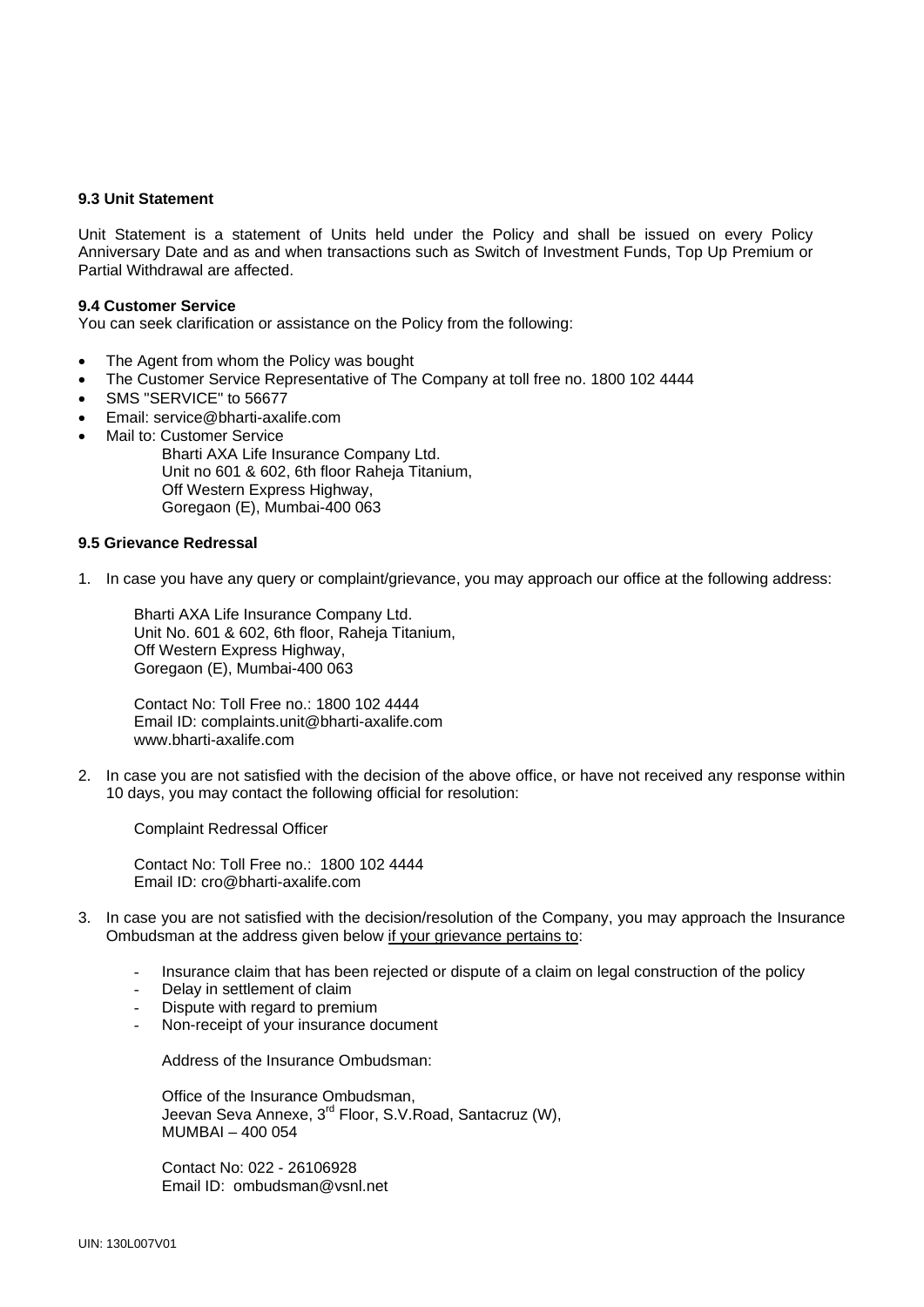### 9.3 Unit Statement

Unit Statement is a statement of Units held under the Policy and shall be issued on every Policy Anniversary Date and as and when transactions such as Switch of Investment Funds, Top Up Premium or Partial Withdrawal are affected.

### 9.4 Customer Service

You can seek clarification or assistance on the Policy from the following:

- The Agent from whom the Policy was bought
- The Customer Service Representative of The Company at toll free no. 1800 102 4444
- SMS "SERVICE" to 56677
- Email: service@bharti-axalife.com
- Mail to: Customer Service
  Bharti AXA Life Insurance Company Ltd.
  Unit no 601 & 602, 6th floor Raheja Titanium,
  Off Western Express Highway,
  Goregaon (E), Mumbai-400 063

### 9.5 Grievance Redressal

1. In case you have any query or complaint/grievance, you may approach our office at the following address:

   Bharti AXA Life Insurance Company Ltd.
   Unit No. 601 & 602, 6th floor, Raheja Titanium,
   Off Western Express Highway,
   Goregaon (E), Mumbai-400 063

   Contact No: Toll Free no.: 1800 102 4444
   Email ID: complaints.unit@bharti-axalife.com
   www.bharti-axalife.com

2. In case you are not satisfied with the decision of the above office, or have not received any response within 10 days, you may contact the following official for resolution:

   Complaint Redressal Officer

   Contact No: Toll Free no.: 1800 102 4444
   Email ID: cro@bharti-axalife.com

3. In case you are not satisfied with the decision/resolution of the Company, you may approach the Insurance Ombudsman at the address given below <u>if your grievance pertains to</u>:

   - Insurance claim that has been rejected or dispute of a claim on legal construction of the policy
   - Delay in settlement of claim
   - Dispute with regard to premium
   - Non-receipt of your insurance document

   Address of the Insurance Ombudsman:

   Office of the Insurance Ombudsman,
   Jeevan Seva Annexe, 3rd Floor, S.V.Road, Santacruz (W),
   MUMBAI – 400 054

   Contact No: 022 - 26106928
   Email ID: ombudsman@vsnl.net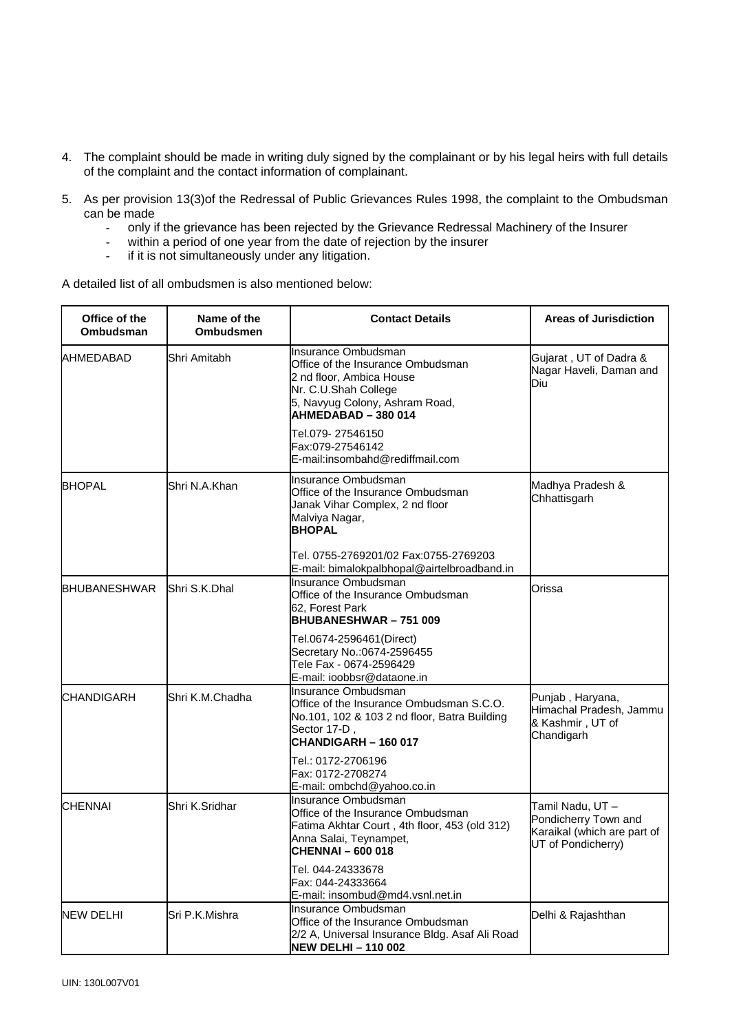4. The complaint should be made in writing duly signed by the complainant or by his legal heirs with full details of the complaint and the contact information of complainant.

5. As per provision 13(3)of the Redressal of Public Grievances Rules 1998, the complaint to the Ombudsman can be made
   - only if the grievance has been rejected by the Grievance Redressal Machinery of the Insurer
   - within a period of one year from the date of rejection by the insurer
   - if it is not simultaneously under any litigation.

A detailed list of all ombudsmen is also mentioned below:

| Office of the Ombudsman | Name of the Ombudsmen | Contact Details | Areas of Jurisdiction |
|---|---|---|---|
| AHMEDABAD | Shri Amitabh | Insurance Ombudsman<br>Office of the Insurance Ombudsman<br>2 nd floor, Ambica House<br>Nr. C.U.Shah College<br>5, Navyug Colony, Ashram Road,<br>**AHMEDABAD – 380 014**<br>Tel.079- 27546150<br>Fax:079-27546142<br>E-mail:insombahd@rediffmail.com | Gujarat , UT of Dadra & Nagar Haveli, Daman and Diu |
| BHOPAL | Shri N.A.Khan | Insurance Ombudsman<br>Office of the Insurance Ombudsman<br>Janak Vihar Complex, 2 nd floor<br>Malviya Nagar,<br>**BHOPAL**<br>Tel. 0755-2769201/02 Fax:0755-2769203<br>E-mail: bimalokpalbhopal@airtelbroadband.in | Madhya Pradesh & Chhattisgarh |
| BHUBANESHWAR | Shri S.K.Dhal | Insurance Ombudsman<br>Office of the Insurance Ombudsman<br>62, Forest Park<br>**BHUBANESHWAR – 751 009**<br>Tel.0674-2596461(Direct)<br>Secretary No.:0674-2596455<br>Tele Fax - 0674-2596429<br>E-mail: ioobbsr@dataone.in | Orissa |
| CHANDIGARH | Shri K.M.Chadha | Insurance Ombudsman<br>Office of the Insurance Ombudsman S.C.O. No.101, 102 & 103 2 nd floor, Batra Building Sector 17-D ,<br>**CHANDIGARH – 160 017**<br>Tel.: 0172-2706196<br>Fax: 0172-2708274<br>E-mail: ombchd@yahoo.co.in | Punjab , Haryana, Himachal Pradesh, Jammu & Kashmir , UT of Chandigarh |
| CHENNAI | Shri K.Sridhar | Insurance Ombudsman<br>Office of the Insurance Ombudsman<br>Fatima Akhtar Court , 4th floor, 453 (old 312) Anna Salai, Teynampet,<br>**CHENNAI – 600 018**<br>Tel. 044-24333678<br>Fax: 044-24333664<br>E-mail: insombud@md4.vsnl.net.in | Tamil Nadu, UT – Pondicherry Town and Karaikal (which are part of UT of Pondicherry) |
| NEW DELHI | Sri P.K.Mishra | Insurance Ombudsman<br>Office of the Insurance Ombudsman<br>2/2 A, Universal Insurance Bldg. Asaf Ali Road<br>**NEW DELHI – 110 002** | Delhi & Rajashthan |

UIN: 130L007V01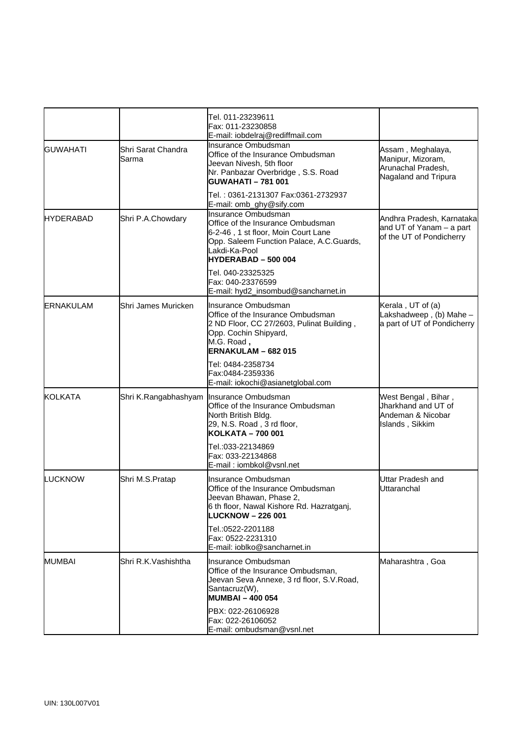| | | | |
|---|---|---|---|
| | | Tel. 011-23239611<br>Fax: 011-23230858<br>E-mail: iobdelraj@rediffmail.com | |
| GUWAHATI | Shri Sarat Chandra Sarma | Insurance Ombudsman<br>Office of the Insurance Ombudsman<br>Jeevan Nivesh, 5th floor<br>Nr. Panbazar Overbridge , S.S. Road<br>**GUWAHATI – 781 001**<br>Tel. : 0361-2131307 Fax:0361-2732937<br>E-mail: omb_ghy@sify.com | Assam , Meghalaya, Manipur, Mizoram, Arunachal Pradesh, Nagaland and Tripura |
| HYDERABAD | Shri P.A.Chowdary | Insurance Ombudsman<br>Office of the Insurance Ombudsman<br>6-2-46 , 1 st floor, Moin Court Lane<br>Opp. Saleem Function Palace, A.C.Guards, Lakdi-Ka-Pool<br>**HYDERABAD – 500 004**<br>Tel. 040-23325325<br>Fax: 040-23376599<br>E-mail: hyd2_insombud@sancharnet.in | Andhra Pradesh, Karnataka and UT of Yanam – a part of the UT of Pondicherry |
| ERNAKULAM | Shri James Muricken | Insurance Ombudsman<br>Office of the Insurance Ombudsman<br>2 ND Floor, CC 27/2603, Pulinat Building ,<br>Opp. Cochin Shipyard,<br>M.G. Road **,**<br>**ERNAKULAM – 682 015**<br>Tel: 0484-2358734<br>Fax:0484-2359336<br>E-mail: iokochi@asianetglobal.com | Kerala , UT of (a) Lakshadweep , (b) Mahe – a part of UT of Pondicherry |
| KOLKATA | Shri K.Rangabhashyam | Insurance Ombudsman<br>Office of the Insurance Ombudsman<br>North British Bldg.<br>29, N.S. Road , 3 rd floor,<br>**KOLKATA – 700 001**<br>Tel.:033-22134869<br>Fax: 033-22134868<br>E-mail : iombkol@vsnl.net | West Bengal , Bihar , Jharkhand and UT of Andeman & Nicobar Islands , Sikkim |
| LUCKNOW | Shri M.S.Pratap | Insurance Ombudsman<br>Office of the Insurance Ombudsman<br>Jeevan Bhawan, Phase 2,<br>6 th floor, Nawal Kishore Rd. Hazratganj,<br>**LUCKNOW – 226 001**<br>Tel.:0522-2201188<br>Fax: 0522-2231310<br>E-mail: ioblko@sancharnet.in | Uttar Pradesh and Uttaranchal |
| MUMBAI | Shri R.K.Vashishtha | Insurance Ombudsman<br>Office of the Insurance Ombudsman,<br>Jeevan Seva Annexe, 3 rd floor, S.V.Road, Santacruz(W),<br>**MUMBAI – 400 054**<br>PBX: 022-26106928<br>Fax: 022-26106052<br>E-mail: ombudsman@vsnl.net | Maharashtra , Goa |

UIN: 130L007V01